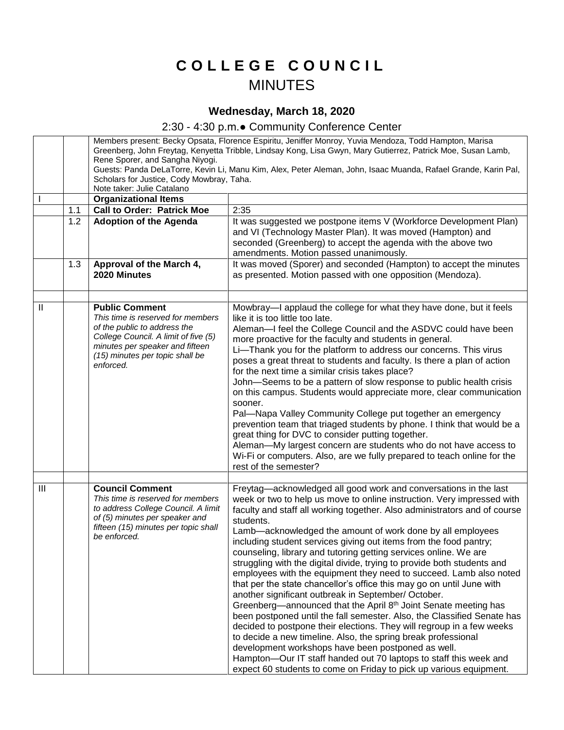# COLLEGE COUNCIL

# MINUTES

### Wednesday, March 18, 2020

2:30 - 4:30 p.m.● Community Conference Center

| | | | |
|---|---|---|---|
| | | Members present: Becky Opsata, Florence Espiritu, Jeniffer Monroy, Yuvia Mendoza, Todd Hampton, Marisa Greenberg, John Freytag, Kenyetta Tribble, Lindsay Kong, Lisa Gwyn, Mary Gutierrez, Patrick Moe, Susan Lamb, Rene Sporer, and Sangha Niyogi.<br>Guests: Panda DeLaTorre, Kevin Li, Manu Kim, Alex, Peter Aleman, John, Isaac Muanda, Rafael Grande, Karin Pal, Scholars for Justice, Cody Mowbray, Taha.<br>Note taker: Julie Catalano | |
| I | | **Organizational Items** | |
| | 1.1 | **Call to Order: Patrick Moe** | 2:35 |
| | 1.2 | **Adoption of the Agenda** | It was suggested we postpone items V (Workforce Development Plan) and VI (Technology Master Plan). It was moved (Hampton) and seconded (Greenberg) to accept the agenda with the above two amendments. Motion passed unanimously. |
| | 1.3 | **Approval of the March 4, 2020 Minutes** | It was moved (Sporer) and seconded (Hampton) to accept the minutes as presented. Motion passed with one opposition (Mendoza). |
| | | | |
| II | | **Public Comment**<br>*This time is reserved for members of the public to address the College Council. A limit of five (5) minutes per speaker and fifteen (15) minutes per topic shall be enforced.* | Mowbray—I applaud the college for what they have done, but it feels like it is too little too late.<br>Aleman—I feel the College Council and the ASDVC could have been more proactive for the faculty and students in general.<br>Li—Thank you for the platform to address our concerns. This virus poses a great threat to students and faculty. Is there a plan of action for the next time a similar crisis takes place?<br>John—Seems to be a pattern of slow response to public health crisis on this campus. Students would appreciate more, clear communication sooner.<br>Pal—Napa Valley Community College put together an emergency prevention team that triaged students by phone. I think that would be a great thing for DVC to consider putting together.<br>Aleman—My largest concern are students who do not have access to Wi-Fi or computers. Also, are we fully prepared to teach online for the rest of the semester? |
| | | | |
| III | | **Council Comment**<br>*This time is reserved for members to address College Council. A limit of (5) minutes per speaker and fifteen (15) minutes per topic shall be enforced.* | Freytag—acknowledged all good work and conversations in the last week or two to help us move to online instruction. Very impressed with faculty and staff all working together. Also administrators and of course students.<br>Lamb—acknowledged the amount of work done by all employees including student services giving out items from the food pantry; counseling, library and tutoring getting services online. We are struggling with the digital divide, trying to provide both students and employees with the equipment they need to succeed. Lamb also noted that per the state chancellor's office this may go on until June with another significant outbreak in September/ October.<br>Greenberg—announced that the April 8th Joint Senate meeting has been postponed until the fall semester. Also, the Classified Senate has decided to postpone their elections. They will regroup in a few weeks to decide a new timeline. Also, the spring break professional development workshops have been postponed as well.<br>Hampton—Our IT staff handed out 70 laptops to staff this week and expect 60 students to come on Friday to pick up various equipment. |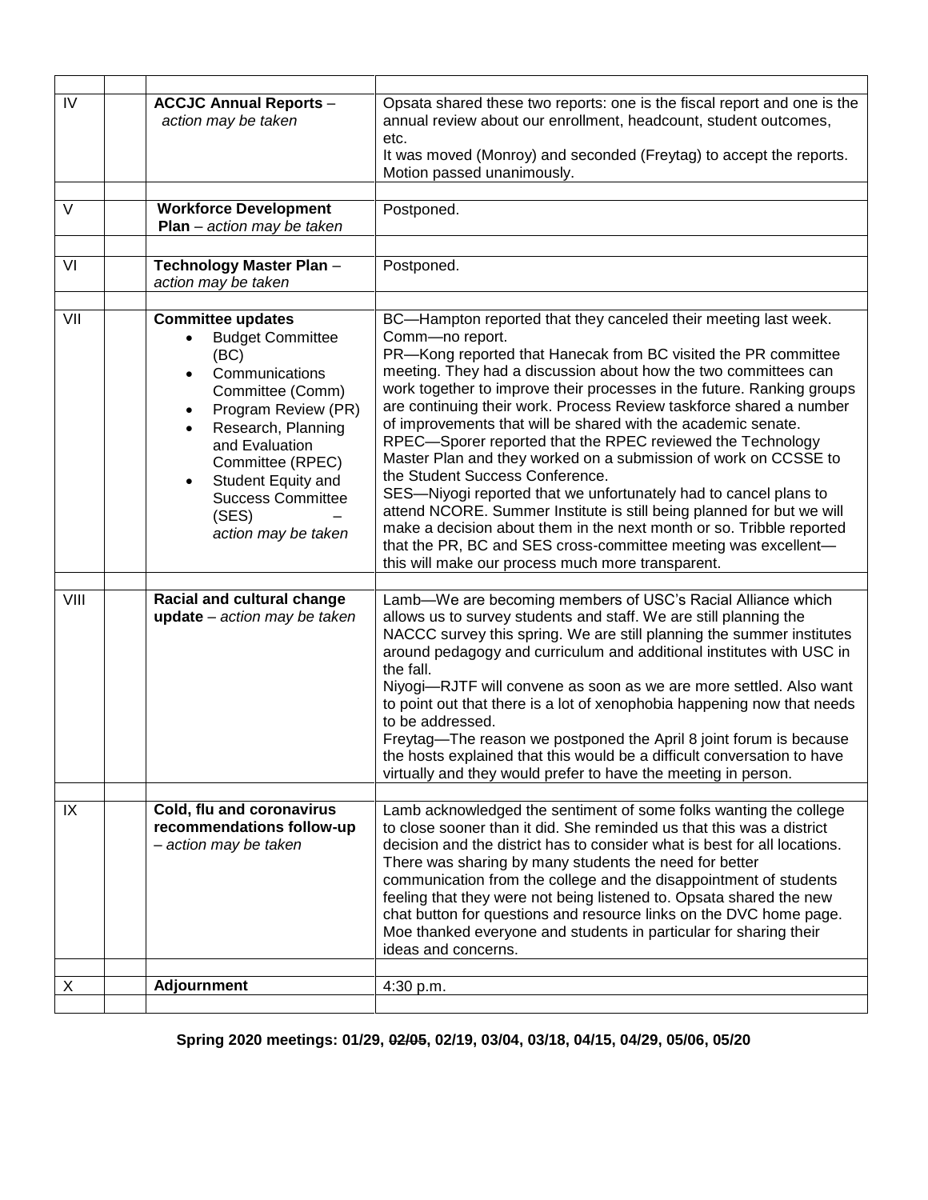| | | | |
|---|---|---|---|
| | | | |
| IV | | **ACCJC Annual Reports** – *action may be taken* | Opsata shared these two reports: one is the fiscal report and one is the annual review about our enrollment, headcount, student outcomes, etc.<br>It was moved (Monroy) and seconded (Freytag) to accept the reports. Motion passed unanimously. |
| | | | |
| V | | **Workforce Development Plan** – *action may be taken* | Postponed. |
| | | | |
| VI | | **Technology Master Plan** – *action may be taken* | Postponed. |
| | | | |
| VII | | **Committee updates**<br>• Budget Committee (BC)<br>• Communications Committee (Comm)<br>• Program Review (PR)<br>• Research, Planning and Evaluation Committee (RPEC)<br>• Student Equity and Success Committee (SES) – *action may be taken* | BC—Hampton reported that they canceled their meeting last week.<br>Comm—no report.<br>PR—Kong reported that Hanecak from BC visited the PR committee meeting. They had a discussion about how the two committees can work together to improve their processes in the future. Ranking groups are continuing their work. Process Review taskforce shared a number of improvements that will be shared with the academic senate.<br>RPEC—Sporer reported that the RPEC reviewed the Technology Master Plan and they worked on a submission of work on CCSSE to the Student Success Conference.<br>SES—Niyogi reported that we unfortunately had to cancel plans to attend NCORE. Summer Institute is still being planned for but we will make a decision about them in the next month or so. Tribble reported that the PR, BC and SES cross-committee meeting was excellent—this will make our process much more transparent. |
| | | | |
| VIII | | **Racial and cultural change update** – *action may be taken* | Lamb—We are becoming members of USC's Racial Alliance which allows us to survey students and staff. We are still planning the NACCC survey this spring. We are still planning the summer institutes around pedagogy and curriculum and additional institutes with USC in the fall.<br>Niyogi—RJTF will convene as soon as we are more settled. Also want to point out that there is a lot of xenophobia happening now that needs to be addressed.<br>Freytag—The reason we postponed the April 8 joint forum is because the hosts explained that this would be a difficult conversation to have virtually and they would prefer to have the meeting in person. |
| | | | |
| IX | | **Cold, flu and coronavirus recommendations follow-up** – *action may be taken* | Lamb acknowledged the sentiment of some folks wanting the college to close sooner than it did. She reminded us that this was a district decision and the district has to consider what is best for all locations. There was sharing by many students the need for better communication from the college and the disappointment of students feeling that they were not being listened to. Opsata shared the new chat button for questions and resource links on the DVC home page. Moe thanked everyone and students in particular for sharing their ideas and concerns. |
| | | | |
| X | | **Adjournment** | 4:30 p.m. |
| | | | |

**Spring 2020 meetings: 01/29, ~~02/05~~, 02/19, 03/04, 03/18, 04/15, 04/29, 05/06, 05/20**